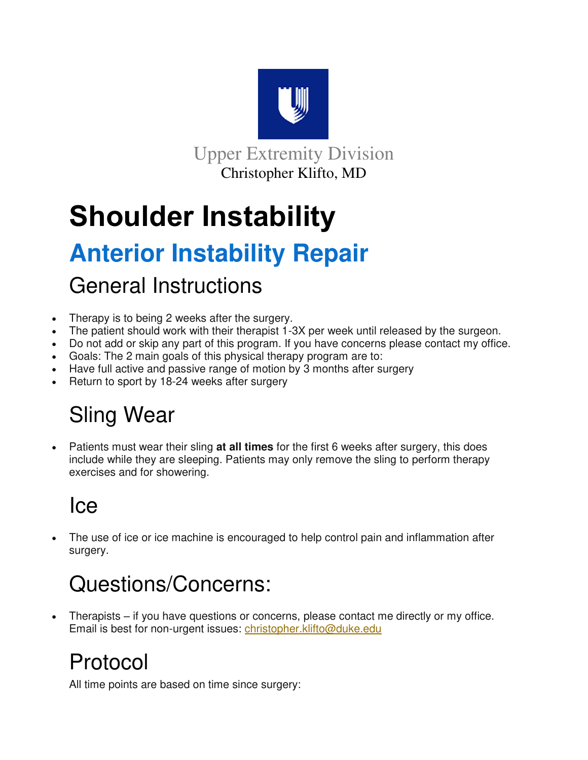Upper Extremity Division
Christopher Klifto, MD

# Shoulder Instability

## Anterior Instability Repair

### General Instructions

- Therapy is to being 2 weeks after the surgery.
- The patient should work with their therapist 1-3X per week until released by the surgeon.
- Do not add or skip any part of this program. If you have concerns please contact my office.
- Goals: The 2 main goals of this physical therapy program are to:
- Have full active and passive range of motion by 3 months after surgery
- Return to sport by 18-24 weeks after surgery

### Sling Wear

- Patients must wear their sling **at all times** for the first 6 weeks after surgery, this does include while they are sleeping. Patients may only remove the sling to perform therapy exercises and for showering.

### Ice

- The use of ice or ice machine is encouraged to help control pain and inflammation after surgery.

### Questions/Concerns:

- Therapists – if you have questions or concerns, please contact me directly or my office. Email is best for non-urgent issues: christopher.klifto@duke.edu

### Protocol

All time points are based on time since surgery: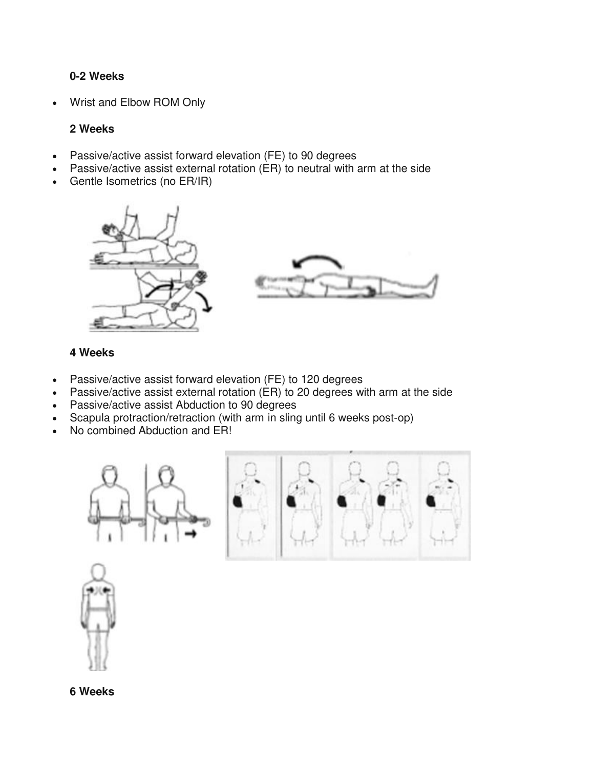**0-2 Weeks**

- Wrist and Elbow ROM Only

**2 Weeks**

- Passive/active assist forward elevation (FE) to 90 degrees
- Passive/active assist external rotation (ER) to neutral with arm at the side
- Gentle Isometrics (no ER/IR)

**4 Weeks**

- Passive/active assist forward elevation (FE) to 120 degrees
- Passive/active assist external rotation (ER) to 20 degrees with arm at the side
- Passive/active assist Abduction to 90 degrees
- Scapula protraction/retraction (with arm in sling until 6 weeks post-op)
- No combined Abduction and ER!

**6 Weeks**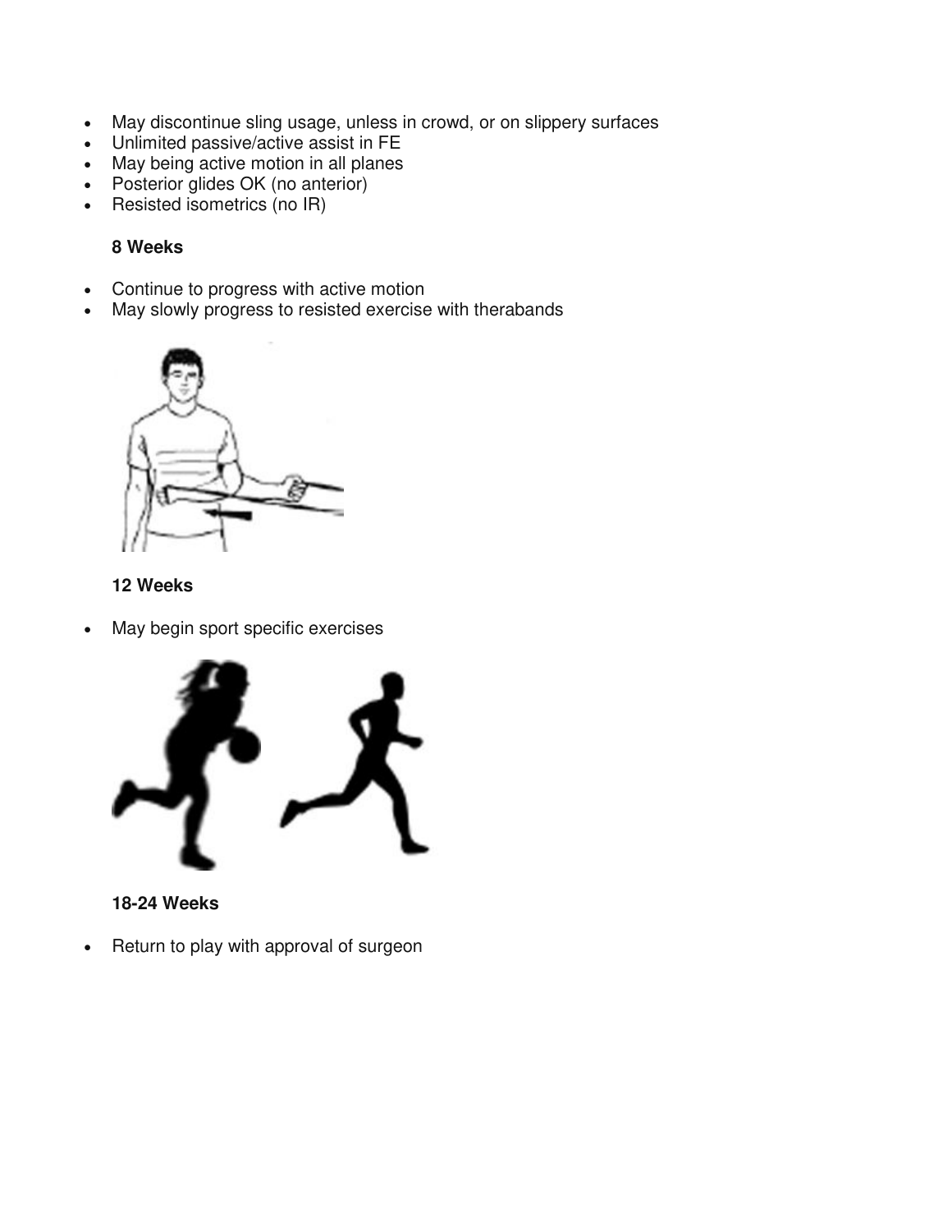- May discontinue sling usage, unless in crowd, or on slippery surfaces
- Unlimited passive/active assist in FE
- May being active motion in all planes
- Posterior glides OK (no anterior)
- Resisted isometrics (no IR)

**8 Weeks**

- Continue to progress with active motion
- May slowly progress to resisted exercise with therabands

**12 Weeks**

- May begin sport specific exercises

**18-24 Weeks**

- Return to play with approval of surgeon